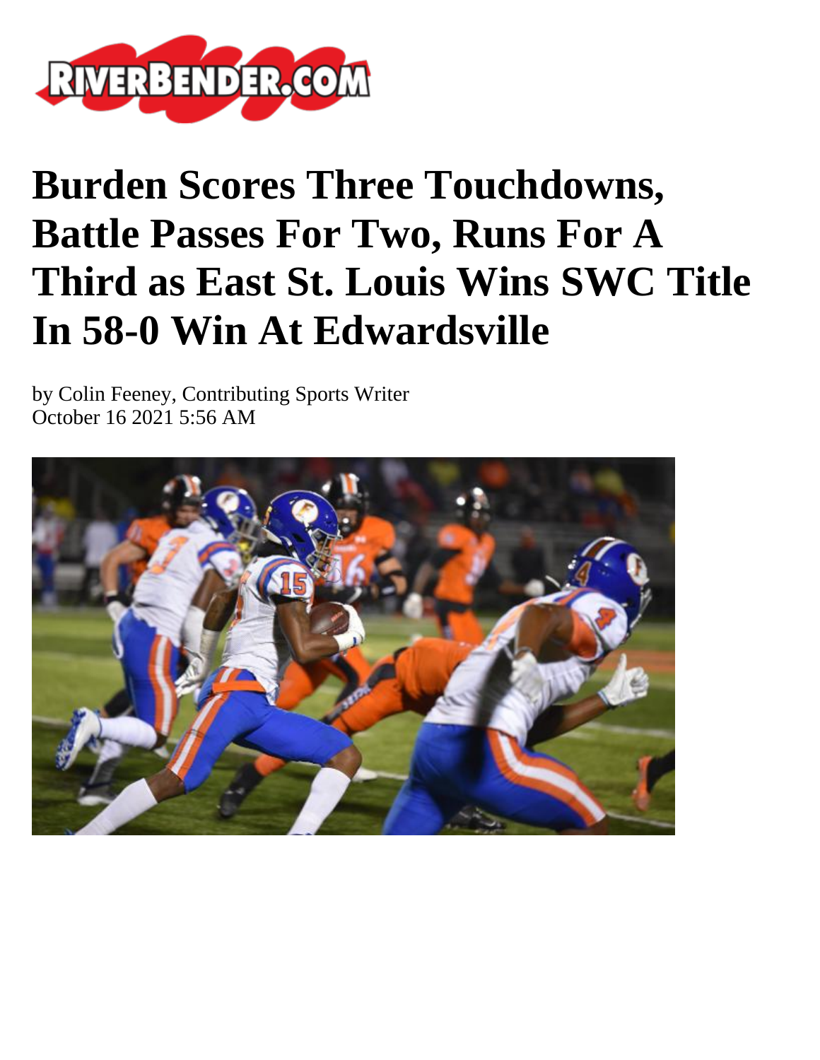# Burden Scores Three Touchdowns, Battle Passes For Two, Runs For A Third as East St. Louis Wins SWC Title In 58-0 Win At Edwardsville

by Colin Feeney, Contributing Sports Writer
October 16 2021 5:56 AM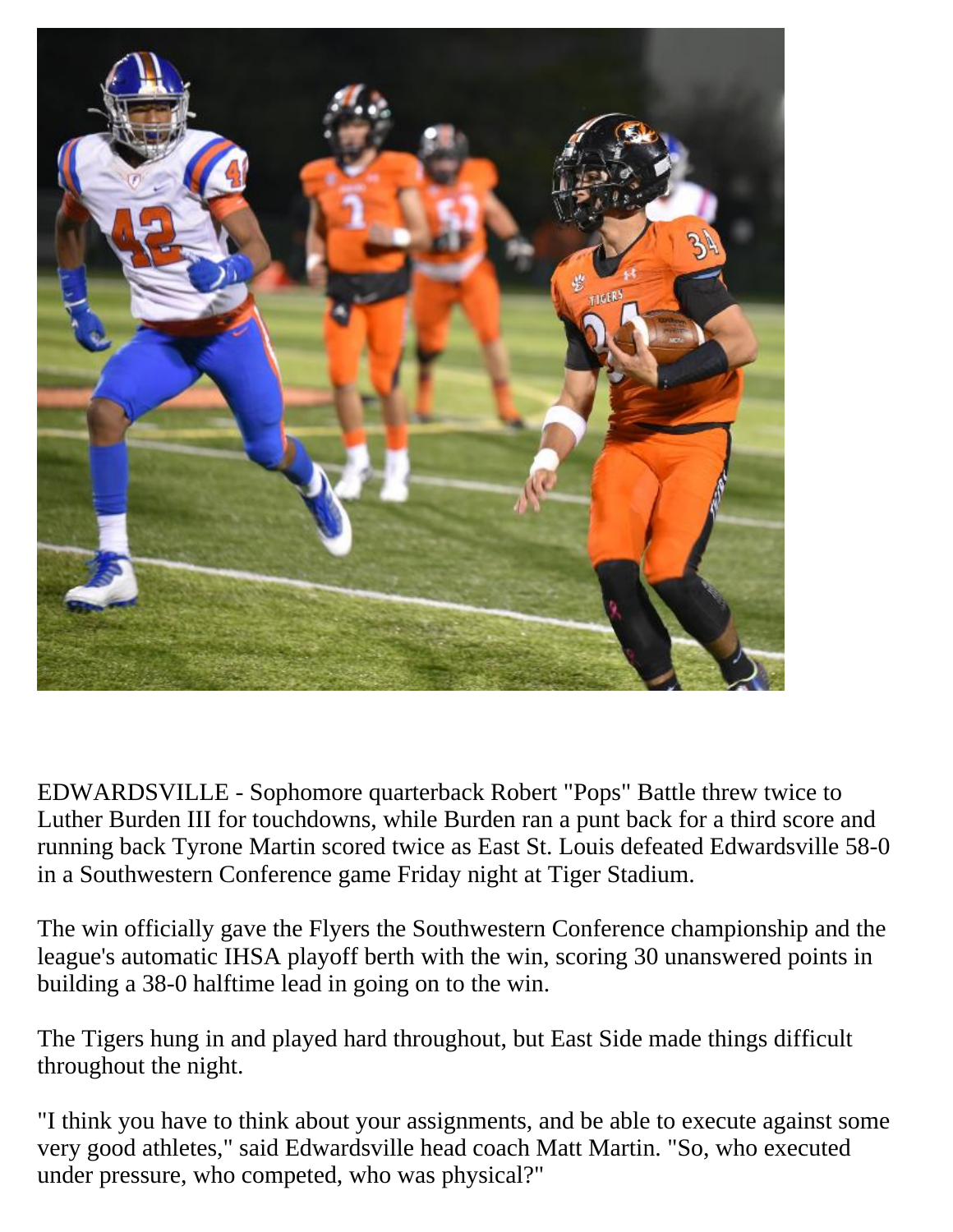EDWARDSVILLE - Sophomore quarterback Robert "Pops" Battle threw twice to Luther Burden III for touchdowns, while Burden ran a punt back for a third score and running back Tyrone Martin scored twice as East St. Louis defeated Edwardsville 58-0 in a Southwestern Conference game Friday night at Tiger Stadium.

The win officially gave the Flyers the Southwestern Conference championship and the league's automatic IHSA playoff berth with the win, scoring 30 unanswered points in building a 38-0 halftime lead in going on to the win.

The Tigers hung in and played hard throughout, but East Side made things difficult throughout the night.

"I think you have to think about your assignments, and be able to execute against some very good athletes," said Edwardsville head coach Matt Martin. "So, who executed under pressure, who competed, who was physical?"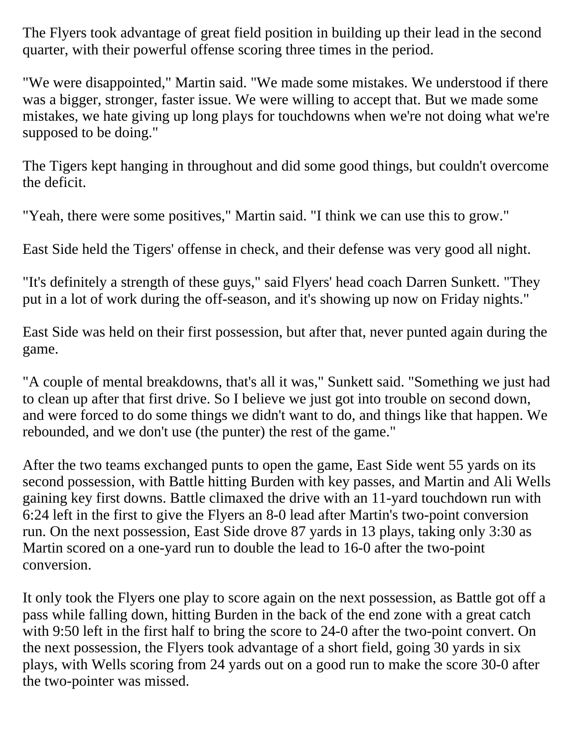The Flyers took advantage of great field position in building up their lead in the second quarter, with their powerful offense scoring three times in the period.

"We were disappointed," Martin said. "We made some mistakes. We understood if there was a bigger, stronger, faster issue. We were willing to accept that. But we made some mistakes, we hate giving up long plays for touchdowns when we're not doing what we're supposed to be doing."

The Tigers kept hanging in throughout and did some good things, but couldn't overcome the deficit.

"Yeah, there were some positives," Martin said. "I think we can use this to grow."

East Side held the Tigers' offense in check, and their defense was very good all night.

"It's definitely a strength of these guys," said Flyers' head coach Darren Sunkett. "They put in a lot of work during the off-season, and it's showing up now on Friday nights."

East Side was held on their first possession, but after that, never punted again during the game.

"A couple of mental breakdowns, that's all it was," Sunkett said. "Something we just had to clean up after that first drive. So I believe we just got into trouble on second down, and were forced to do some things we didn't want to do, and things like that happen. We rebounded, and we don't use (the punter) the rest of the game."

After the two teams exchanged punts to open the game, East Side went 55 yards on its second possession, with Battle hitting Burden with key passes, and Martin and Ali Wells gaining key first downs. Battle climaxed the drive with an 11-yard touchdown run with 6:24 left in the first to give the Flyers an 8-0 lead after Martin's two-point conversion run. On the next possession, East Side drove 87 yards in 13 plays, taking only 3:30 as Martin scored on a one-yard run to double the lead to 16-0 after the two-point conversion.

It only took the Flyers one play to score again on the next possession, as Battle got off a pass while falling down, hitting Burden in the back of the end zone with a great catch with 9:50 left in the first half to bring the score to 24-0 after the two-point convert. On the next possession, the Flyers took advantage of a short field, going 30 yards in six plays, with Wells scoring from 24 yards out on a good run to make the score 30-0 after the two-pointer was missed.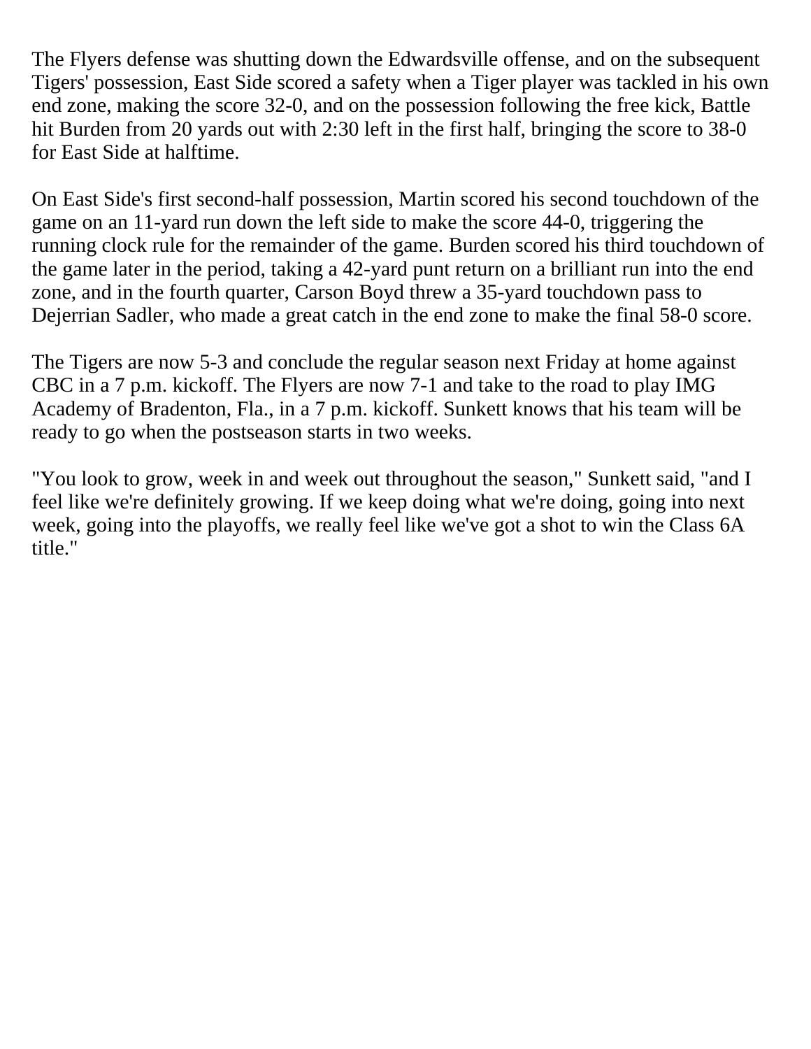The Flyers defense was shutting down the Edwardsville offense, and on the subsequent Tigers' possession, East Side scored a safety when a Tiger player was tackled in his own end zone, making the score 32-0, and on the possession following the free kick, Battle hit Burden from 20 yards out with 2:30 left in the first half, bringing the score to 38-0 for East Side at halftime.

On East Side's first second-half possession, Martin scored his second touchdown of the game on an 11-yard run down the left side to make the score 44-0, triggering the running clock rule for the remainder of the game. Burden scored his third touchdown of the game later in the period, taking a 42-yard punt return on a brilliant run into the end zone, and in the fourth quarter, Carson Boyd threw a 35-yard touchdown pass to Dejerrian Sadler, who made a great catch in the end zone to make the final 58-0 score.

The Tigers are now 5-3 and conclude the regular season next Friday at home against CBC in a 7 p.m. kickoff. The Flyers are now 7-1 and take to the road to play IMG Academy of Bradenton, Fla., in a 7 p.m. kickoff. Sunkett knows that his team will be ready to go when the postseason starts in two weeks.

"You look to grow, week in and week out throughout the season," Sunkett said, "and I feel like we're definitely growing. If we keep doing what we're doing, going into next week, going into the playoffs, we really feel like we've got a shot to win the Class 6A title."